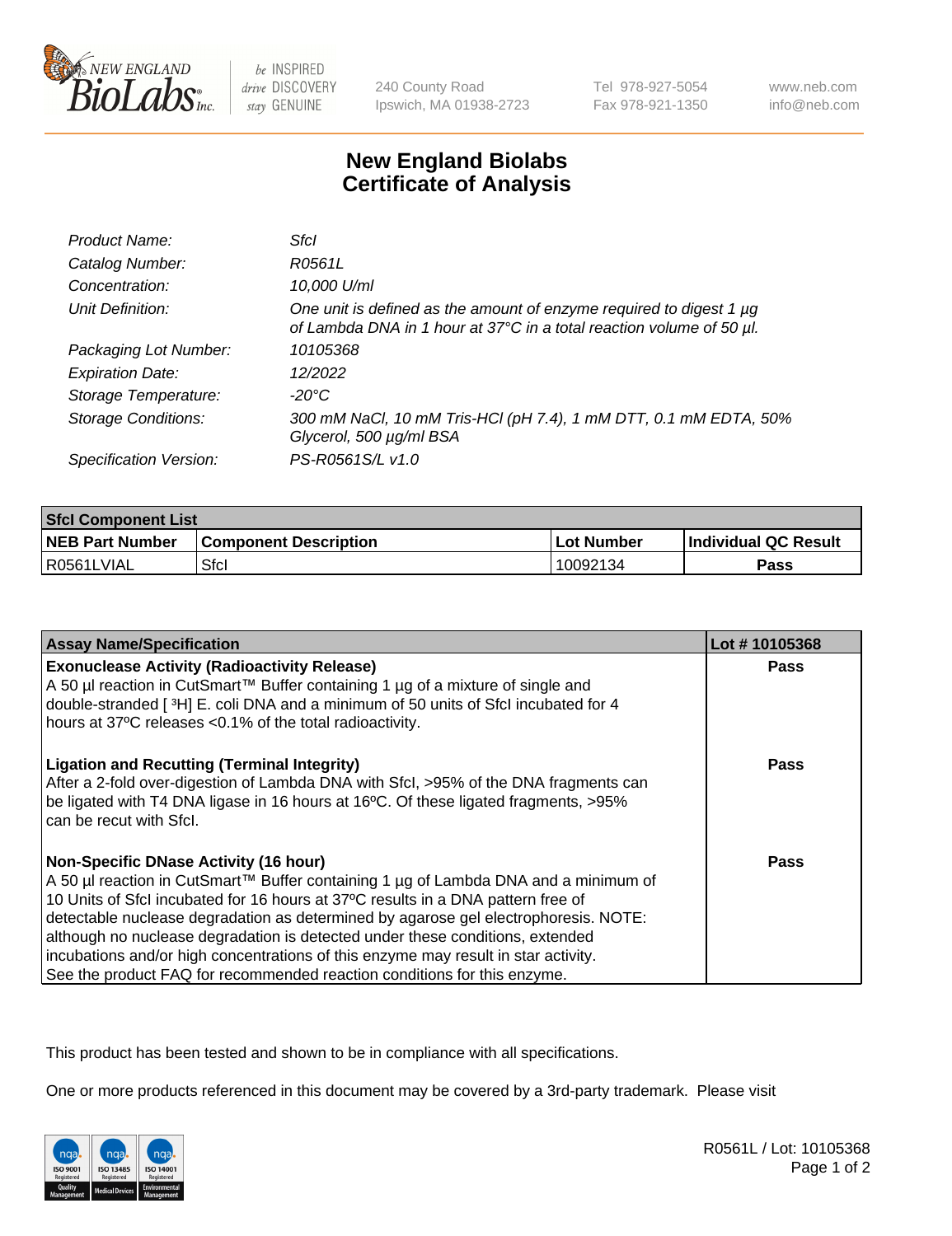# New England Biolabs Certificate of Analysis

| | |
|---|---|
| *Product Name:* | *SfcI* |
| *Catalog Number:* | *R0561L* |
| *Concentration:* | *10,000 U/ml* |
| *Unit Definition:* | *One unit is defined as the amount of enzyme required to digest 1 µg of Lambda DNA in 1 hour at 37°C in a total reaction volume of 50 µl.* |
| *Packaging Lot Number:* | *10105368* |
| *Expiration Date:* | *12/2022* |
| *Storage Temperature:* | *-20°C* |
| *Storage Conditions:* | *300 mM NaCl, 10 mM Tris-HCl (pH 7.4), 1 mM DTT, 0.1 mM EDTA, 50% Glycerol, 500 µg/ml BSA* |
| *Specification Version:* | *PS-R0561S/L v1.0* |

| **SfcI Component List** | | | |
|---|---|---|---|
| **NEB Part Number** | **Component Description** | **Lot Number** | **Individual QC Result** |
| R0561LVIAL | SfcI | 10092134 | **Pass** |

| **Assay Name/Specification** | **Lot # 10105368** |
|---|---|
| **Exonuclease Activity (Radioactivity Release)** A 50 µl reaction in CutSmart™ Buffer containing 1 µg of a mixture of single and double-stranded [ $^{3}$H] E. coli DNA and a minimum of 50 units of SfcI incubated for 4 hours at 37ºC releases <0.1% of the total radioactivity. | **Pass** |
| **Ligation and Recutting (Terminal Integrity)** After a 2-fold over-digestion of Lambda DNA with SfcI, >95% of the DNA fragments can be ligated with T4 DNA ligase in 16 hours at 16ºC. Of these ligated fragments, >95% can be recut with SfcI. | **Pass** |
| **Non-Specific DNase Activity (16 hour)** A 50 µl reaction in CutSmart™ Buffer containing 1 µg of Lambda DNA and a minimum of 10 Units of SfcI incubated for 16 hours at 37ºC results in a DNA pattern free of detectable nuclease degradation as determined by agarose gel electrophoresis. NOTE: although no nuclease degradation is detected under these conditions, extended incubations and/or high concentrations of this enzyme may result in star activity. See the product FAQ for recommended reaction conditions for this enzyme. | **Pass** |

This product has been tested and shown to be in compliance with all specifications.

One or more products referenced in this document may be covered by a 3rd-party trademark. Please visit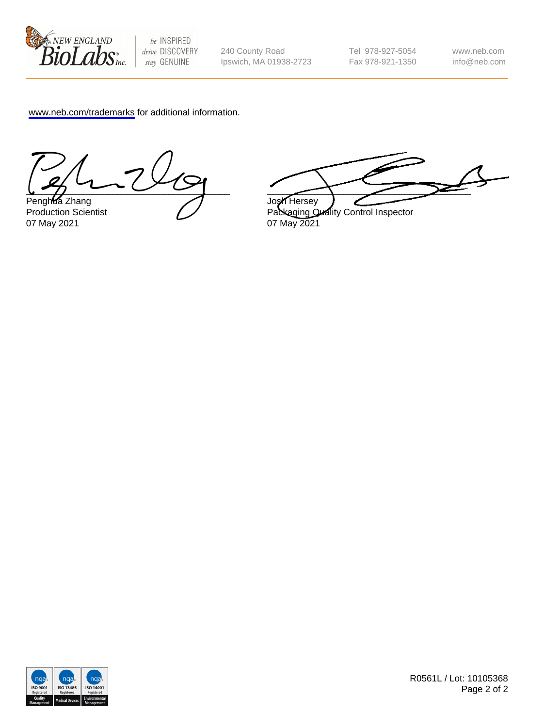www.neb.com/trademarks for additional information.

Penghua Zhang
Production Scientist
07 May 2021

Josh Hersey
Packaging Quality Control Inspector
07 May 2021

R0561L / Lot: 10105368